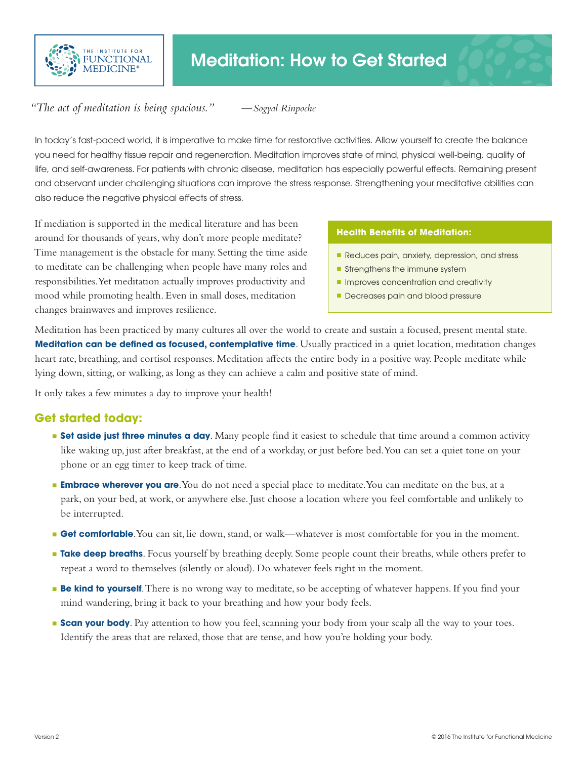# Meditation: How to Get Started

*"The act of meditation is being spacious."* —*Sogyal Rinpoche*

In today's fast-paced world, it is imperative to make time for restorative activities. Allow yourself to create the balance you need for healthy tissue repair and regeneration. Meditation improves state of mind, physical well-being, quality of life, and self-awareness. For patients with chronic disease, meditation has especially powerful effects. Remaining present and observant under challenging situations can improve the stress response. Strengthening your meditative abilities can also reduce the negative physical effects of stress.

If mediation is supported in the medical literature and has been around for thousands of years, why don't more people meditate? Time management is the obstacle for many. Setting the time aside to meditate can be challenging when people have many roles and responsibilities. Yet meditation actually improves productivity and mood while promoting health. Even in small doses, meditation changes brainwaves and improves resilience.

**Health Benefits of Meditation:**

- Reduces pain, anxiety, depression, and stress
- Strengthens the immune system
- Improves concentration and creativity
- Decreases pain and blood pressure

Meditation has been practiced by many cultures all over the world to create and sustain a focused, present mental state. **Meditation can be defined as focused, contemplative time**. Usually practiced in a quiet location, meditation changes heart rate, breathing, and cortisol responses. Meditation affects the entire body in a positive way. People meditate while lying down, sitting, or walking, as long as they can achieve a calm and positive state of mind.

It only takes a few minutes a day to improve your health!

## Get started today:

- **Set aside just three minutes a day**. Many people find it easiest to schedule that time around a common activity like waking up, just after breakfast, at the end of a workday, or just before bed. You can set a quiet tone on your phone or an egg timer to keep track of time.
- **Embrace wherever you are**. You do not need a special place to meditate. You can meditate on the bus, at a park, on your bed, at work, or anywhere else. Just choose a location where you feel comfortable and unlikely to be interrupted.
- **Get comfortable**. You can sit, lie down, stand, or walk—whatever is most comfortable for you in the moment.
- **Take deep breaths**. Focus yourself by breathing deeply. Some people count their breaths, while others prefer to repeat a word to themselves (silently or aloud). Do whatever feels right in the moment.
- **Be kind to yourself**. There is no wrong way to meditate, so be accepting of whatever happens. If you find your mind wandering, bring it back to your breathing and how your body feels.
- **Scan your body**. Pay attention to how you feel, scanning your body from your scalp all the way to your toes. Identify the areas that are relaxed, those that are tense, and how you're holding your body.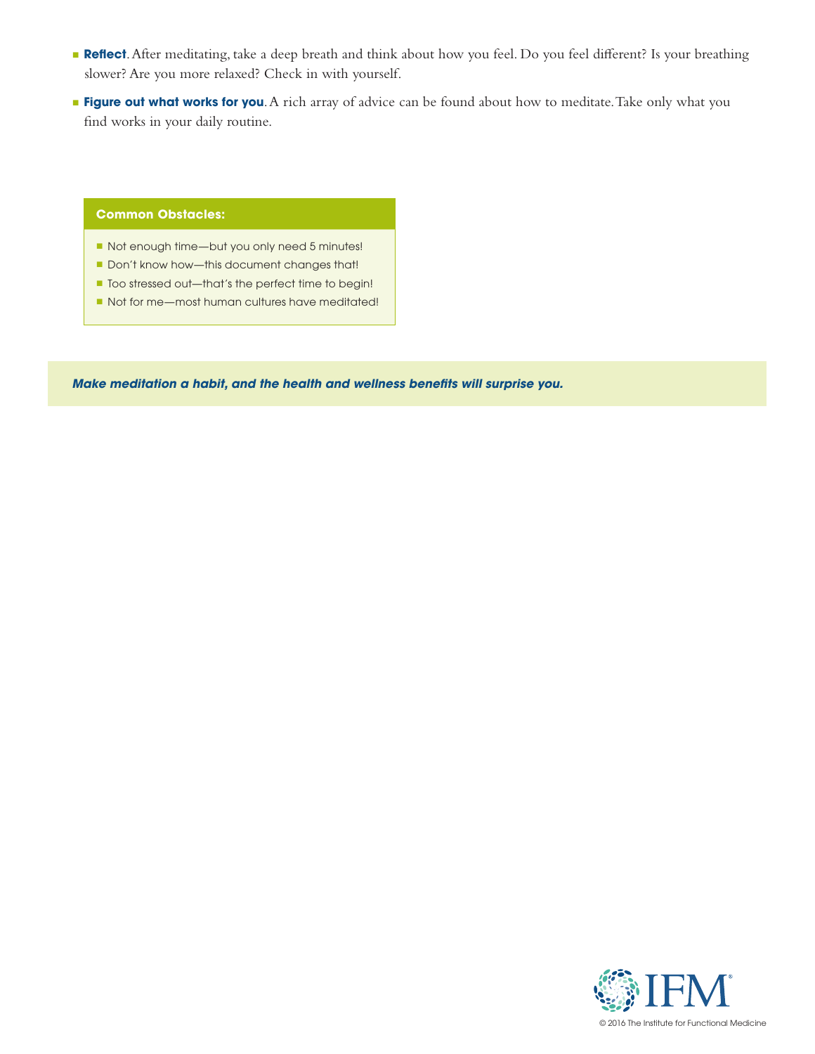- **Reflect**. After meditating, take a deep breath and think about how you feel. Do you feel different? Is your breathing slower? Are you more relaxed? Check in with yourself.
- **Figure out what works for you**. A rich array of advice can be found about how to meditate. Take only what you find works in your daily routine.

**Common Obstacles:**

- Not enough time—but you only need 5 minutes!
- Don't know how—this document changes that!
- Too stressed out—that's the perfect time to begin!
- Not for me—most human cultures have meditated!

***Make meditation a habit, and the health and wellness benefits will surprise you.***

IFM®

© 2016 The Institute for Functional Medicine